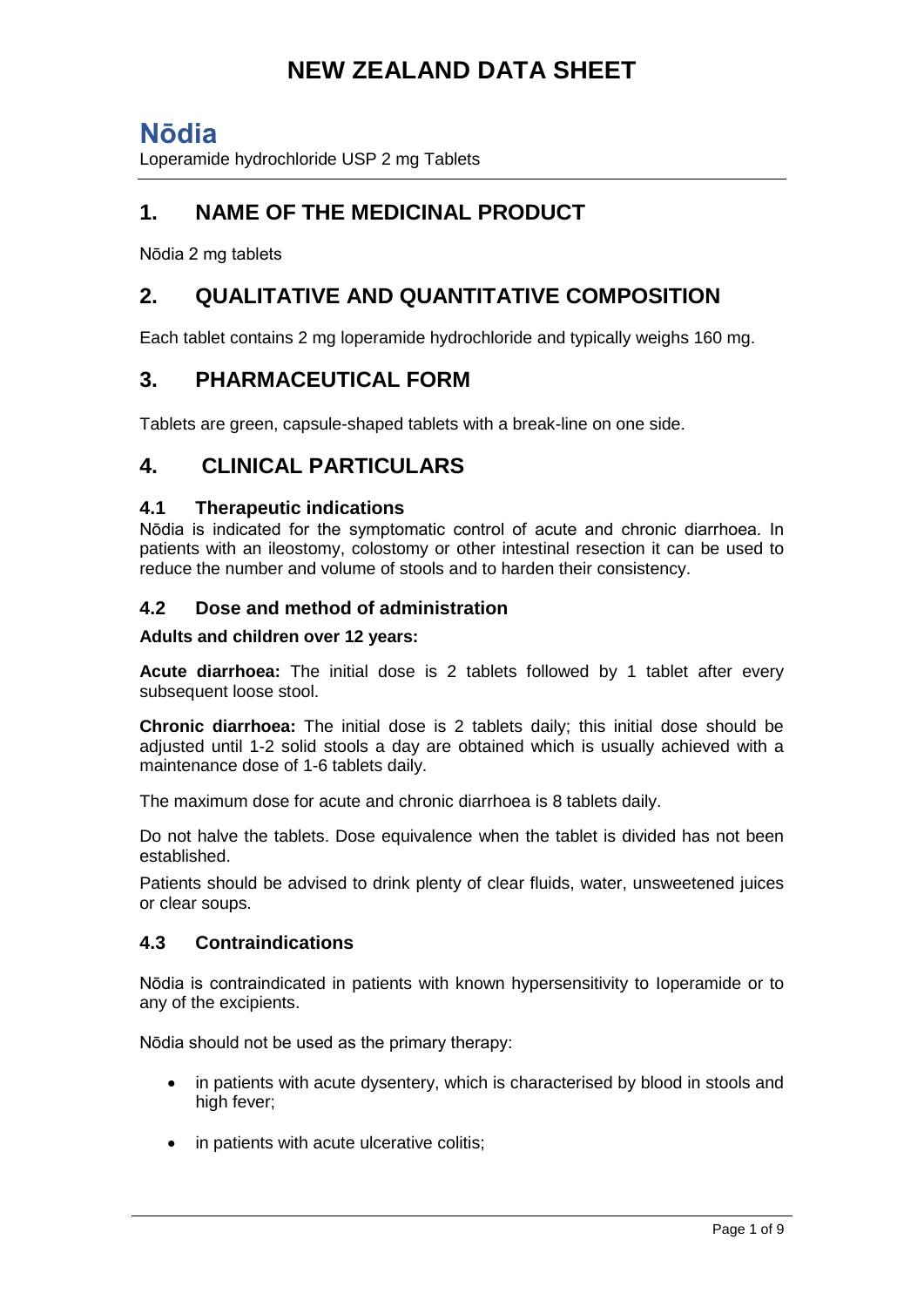# NEW ZEALAND DATA SHEET

## Nōdia

Loperamide hydrochloride USP 2 mg Tablets

## 1. NAME OF THE MEDICINAL PRODUCT

Nōdia 2 mg tablets

## 2. QUALITATIVE AND QUANTITATIVE COMPOSITION

Each tablet contains 2 mg loperamide hydrochloride and typically weighs 160 mg.

## 3. PHARMACEUTICAL FORM

Tablets are green, capsule-shaped tablets with a break-line on one side.

## 4. CLINICAL PARTICULARS

### 4.1 Therapeutic indications

Nōdia is indicated for the symptomatic control of acute and chronic diarrhoea. In patients with an ileostomy, colostomy or other intestinal resection it can be used to reduce the number and volume of stools and to harden their consistency.

### 4.2 Dose and method of administration

**Adults and children over 12 years:**

**Acute diarrhoea:** The initial dose is 2 tablets followed by 1 tablet after every subsequent loose stool.

**Chronic diarrhoea:** The initial dose is 2 tablets daily; this initial dose should be adjusted until 1-2 solid stools a day are obtained which is usually achieved with a maintenance dose of 1-6 tablets daily.

The maximum dose for acute and chronic diarrhoea is 8 tablets daily.

Do not halve the tablets. Dose equivalence when the tablet is divided has not been established.

Patients should be advised to drink plenty of clear fluids, water, unsweetened juices or clear soups.

### 4.3 Contraindications

Nōdia is contraindicated in patients with known hypersensitivity to loperamide or to any of the excipients.

Nōdia should not be used as the primary therapy:

- in patients with acute dysentery, which is characterised by blood in stools and high fever;
- in patients with acute ulcerative colitis;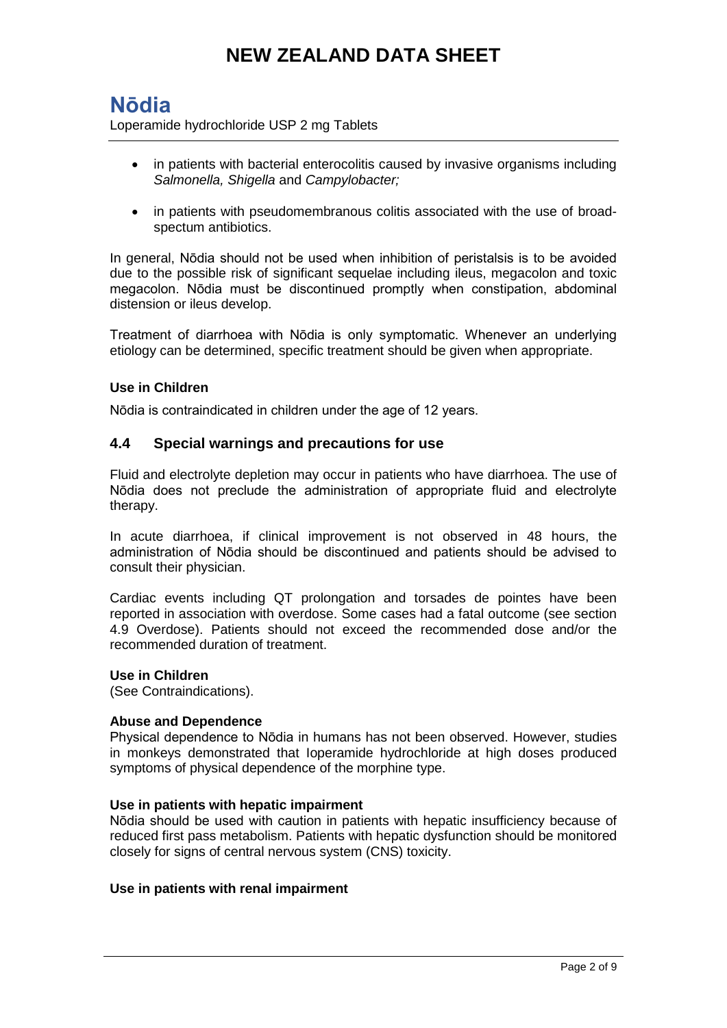- in patients with bacterial enterocolitis caused by invasive organisms including *Salmonella, Shigella* and *Campylobacter;*
- in patients with pseudomembranous colitis associated with the use of broad-spectum antibiotics.

In general, Nōdia should not be used when inhibition of peristalsis is to be avoided due to the possible risk of significant sequelae including ileus, megacolon and toxic megacolon. Nōdia must be discontinued promptly when constipation, abdominal distension or ileus develop.

Treatment of diarrhoea with Nōdia is only symptomatic. Whenever an underlying etiology can be determined, specific treatment should be given when appropriate.

**Use in Children**

Nōdia is contraindicated in children under the age of 12 years.

## 4.4 Special warnings and precautions for use

Fluid and electrolyte depletion may occur in patients who have diarrhoea. The use of Nōdia does not preclude the administration of appropriate fluid and electrolyte therapy.

In acute diarrhoea, if clinical improvement is not observed in 48 hours, the administration of Nōdia should be discontinued and patients should be advised to consult their physician.

Cardiac events including QT prolongation and torsades de pointes have been reported in association with overdose. Some cases had a fatal outcome (see section 4.9 Overdose). Patients should not exceed the recommended dose and/or the recommended duration of treatment.

**Use in Children**
(See Contraindications).

**Abuse and Dependence**
Physical dependence to Nōdia in humans has not been observed. However, studies in monkeys demonstrated that loperamide hydrochloride at high doses produced symptoms of physical dependence of the morphine type.

**Use in patients with hepatic impairment**
Nōdia should be used with caution in patients with hepatic insufficiency because of reduced first pass metabolism. Patients with hepatic dysfunction should be monitored closely for signs of central nervous system (CNS) toxicity.

**Use in patients with renal impairment**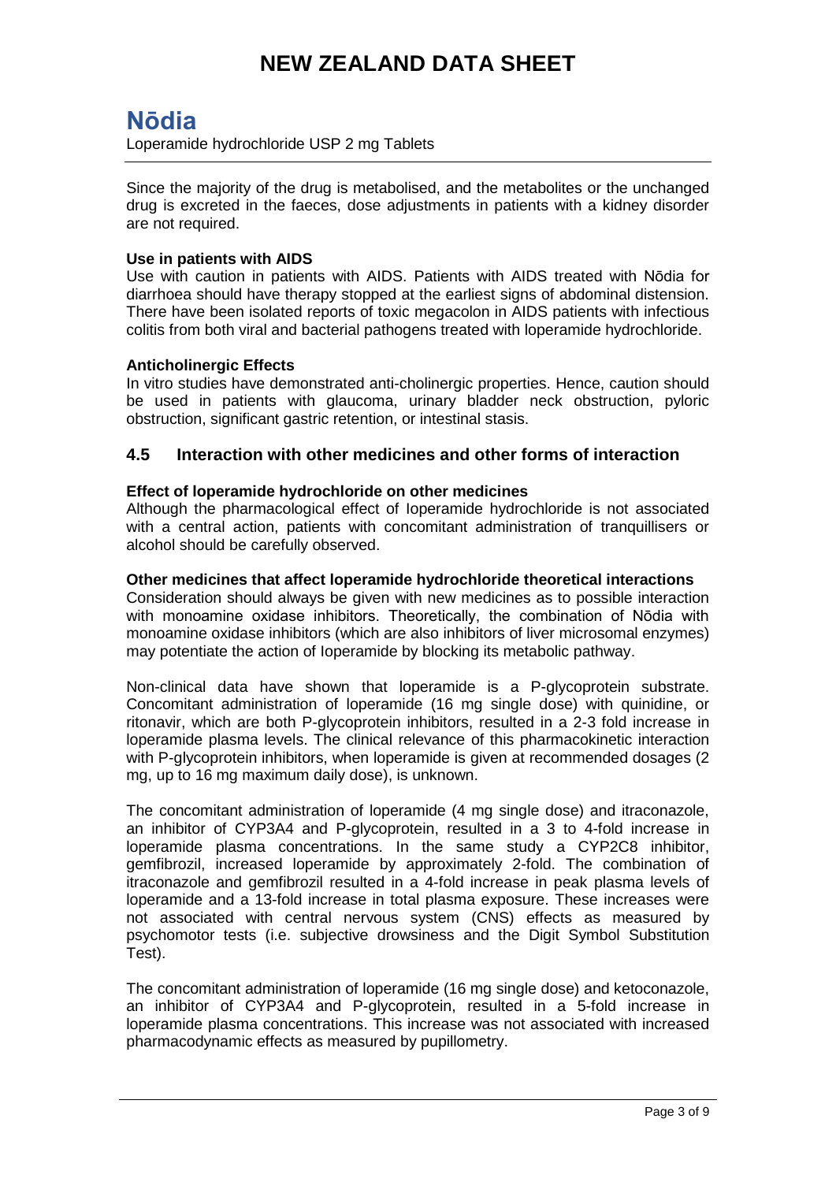Since the majority of the drug is metabolised, and the metabolites or the unchanged drug is excreted in the faeces, dose adjustments in patients with a kidney disorder are not required.

**Use in patients with AIDS**

Use with caution in patients with AIDS. Patients with AIDS treated with Nōdia for diarrhoea should have therapy stopped at the earliest signs of abdominal distension. There have been isolated reports of toxic megacolon in AIDS patients with infectious colitis from both viral and bacterial pathogens treated with loperamide hydrochloride.

**Anticholinergic Effects**

In vitro studies have demonstrated anti-cholinergic properties. Hence, caution should be used in patients with glaucoma, urinary bladder neck obstruction, pyloric obstruction, significant gastric retention, or intestinal stasis.

## 4.5 Interaction with other medicines and other forms of interaction

**Effect of loperamide hydrochloride on other medicines**

Although the pharmacological effect of loperamide hydrochloride is not associated with a central action, patients with concomitant administration of tranquillisers or alcohol should be carefully observed.

**Other medicines that affect loperamide hydrochloride theoretical interactions**

Consideration should always be given with new medicines as to possible interaction with monoamine oxidase inhibitors. Theoretically, the combination of Nōdia with monoamine oxidase inhibitors (which are also inhibitors of liver microsomal enzymes) may potentiate the action of loperamide by blocking its metabolic pathway.

Non-clinical data have shown that loperamide is a P-glycoprotein substrate. Concomitant administration of loperamide (16 mg single dose) with quinidine, or ritonavir, which are both P-glycoprotein inhibitors, resulted in a 2-3 fold increase in loperamide plasma levels. The clinical relevance of this pharmacokinetic interaction with P-glycoprotein inhibitors, when loperamide is given at recommended dosages (2 mg, up to 16 mg maximum daily dose), is unknown.

The concomitant administration of loperamide (4 mg single dose) and itraconazole, an inhibitor of CYP3A4 and P-glycoprotein, resulted in a 3 to 4-fold increase in loperamide plasma concentrations. In the same study a CYP2C8 inhibitor, gemfibrozil, increased loperamide by approximately 2-fold. The combination of itraconazole and gemfibrozil resulted in a 4-fold increase in peak plasma levels of loperamide and a 13-fold increase in total plasma exposure. These increases were not associated with central nervous system (CNS) effects as measured by psychomotor tests (i.e. subjective drowsiness and the Digit Symbol Substitution Test).

The concomitant administration of loperamide (16 mg single dose) and ketoconazole, an inhibitor of CYP3A4 and P-glycoprotein, resulted in a 5-fold increase in loperamide plasma concentrations. This increase was not associated with increased pharmacodynamic effects as measured by pupillometry.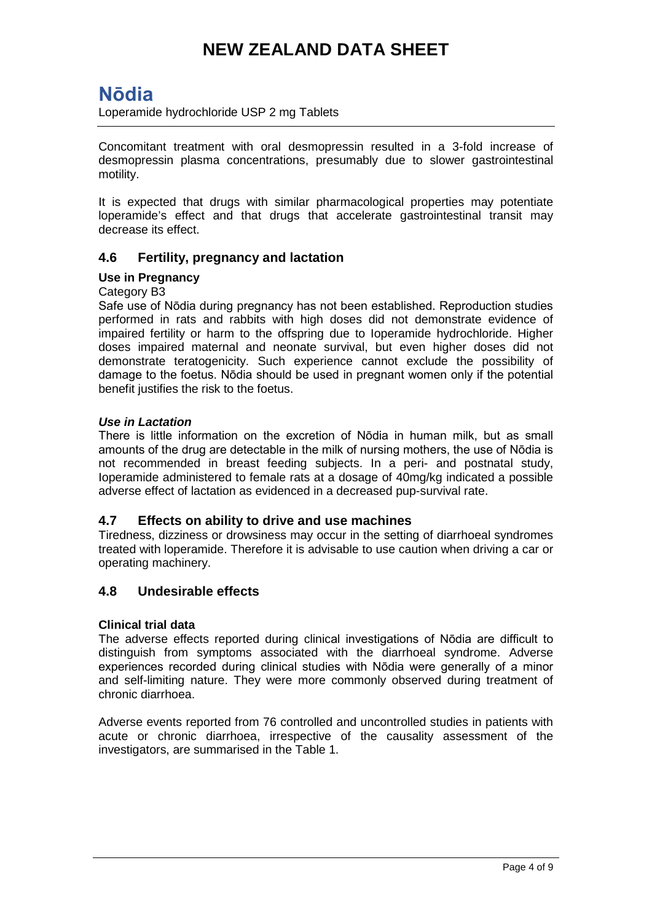Concomitant treatment with oral desmopressin resulted in a 3-fold increase of desmopressin plasma concentrations, presumably due to slower gastrointestinal motility.

It is expected that drugs with similar pharmacological properties may potentiate loperamide's effect and that drugs that accelerate gastrointestinal transit may decrease its effect.

## 4.6 Fertility, pregnancy and lactation

**Use in Pregnancy**

Category B3

Safe use of Nōdia during pregnancy has not been established. Reproduction studies performed in rats and rabbits with high doses did not demonstrate evidence of impaired fertility or harm to the offspring due to loperamide hydrochloride. Higher doses impaired maternal and neonate survival, but even higher doses did not demonstrate teratogenicity. Such experience cannot exclude the possibility of damage to the foetus. Nōdia should be used in pregnant women only if the potential benefit justifies the risk to the foetus.

***Use in Lactation***

There is little information on the excretion of Nōdia in human milk, but as small amounts of the drug are detectable in the milk of nursing mothers, the use of Nōdia is not recommended in breast feeding subjects. In a peri- and postnatal study, loperamide administered to female rats at a dosage of 40mg/kg indicated a possible adverse effect of lactation as evidenced in a decreased pup-survival rate.

## 4.7 Effects on ability to drive and use machines

Tiredness, dizziness or drowsiness may occur in the setting of diarrhoeal syndromes treated with loperamide. Therefore it is advisable to use caution when driving a car or operating machinery.

## 4.8 Undesirable effects

**Clinical trial data**

The adverse effects reported during clinical investigations of Nōdia are difficult to distinguish from symptoms associated with the diarrhoeal syndrome. Adverse experiences recorded during clinical studies with Nōdia were generally of a minor and self-limiting nature. They were more commonly observed during treatment of chronic diarrhoea.

Adverse events reported from 76 controlled and uncontrolled studies in patients with acute or chronic diarrhoea, irrespective of the causality assessment of the investigators, are summarised in the Table 1.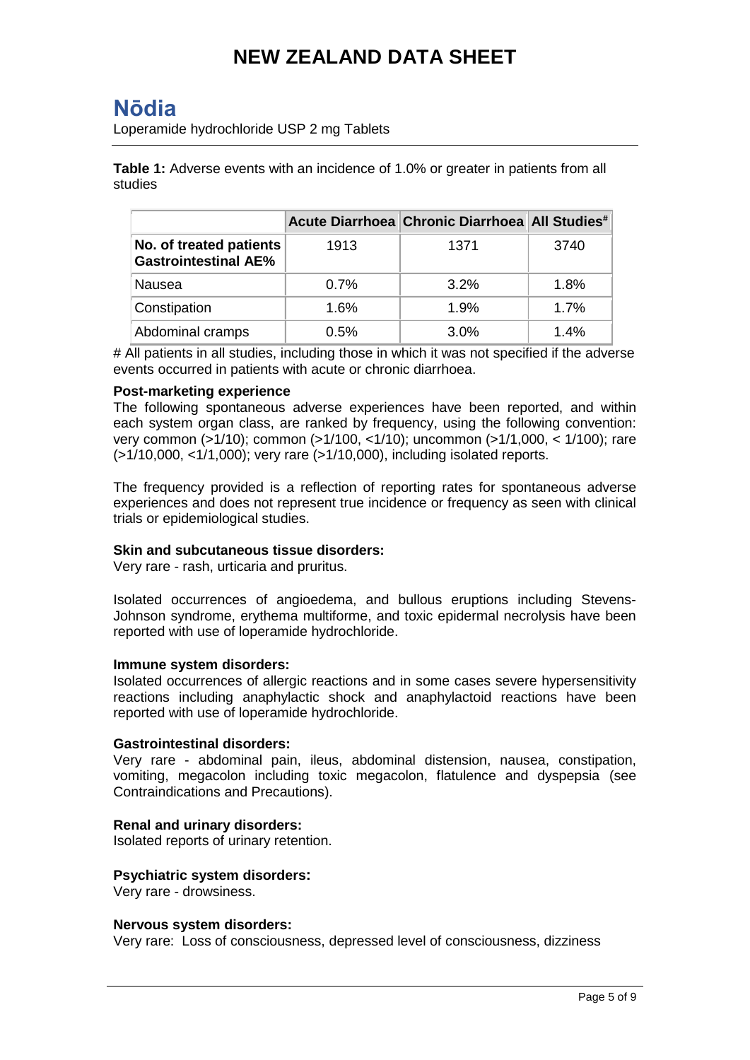**Table 1:** Adverse events with an incidence of 1.0% or greater in patients from all studies

| | Acute Diarrhoea | Chronic Diarrhoea | All Studies[#] |
|---|---|---|---|
| No. of treated patients **Gastrointestinal AE%** | 1913 | 1371 | 3740 |
| Nausea | 0.7% | 3.2% | 1.8% |
| Constipation | 1.6% | 1.9% | 1.7% |
| Abdominal cramps | 0.5% | 3.0% | 1.4% |

# All patients in all studies, including those in which it was not specified if the adverse events occurred in patients with acute or chronic diarrhoea.

**Post-marketing experience**

The following spontaneous adverse experiences have been reported, and within each system organ class, are ranked by frequency, using the following convention: very common (>1/10); common (>1/100, <1/10); uncommon (>1/1,000, < 1/100); rare (>1/10,000, <1/1,000); very rare (>1/10,000), including isolated reports.

The frequency provided is a reflection of reporting rates for spontaneous adverse experiences and does not represent true incidence or frequency as seen with clinical trials or epidemiological studies.

**Skin and subcutaneous tissue disorders:**

Very rare - rash, urticaria and pruritus.

Isolated occurrences of angioedema, and bullous eruptions including Stevens-Johnson syndrome, erythema multiforme, and toxic epidermal necrolysis have been reported with use of loperamide hydrochloride.

**Immune system disorders:**

Isolated occurrences of allergic reactions and in some cases severe hypersensitivity reactions including anaphylactic shock and anaphylactoid reactions have been reported with use of loperamide hydrochloride.

**Gastrointestinal disorders:**

Very rare - abdominal pain, ileus, abdominal distension, nausea, constipation, vomiting, megacolon including toxic megacolon, flatulence and dyspepsia (see Contraindications and Precautions).

**Renal and urinary disorders:**

Isolated reports of urinary retention.

**Psychiatric system disorders:**

Very rare - drowsiness.

**Nervous system disorders:**

Very rare: Loss of consciousness, depressed level of consciousness, dizziness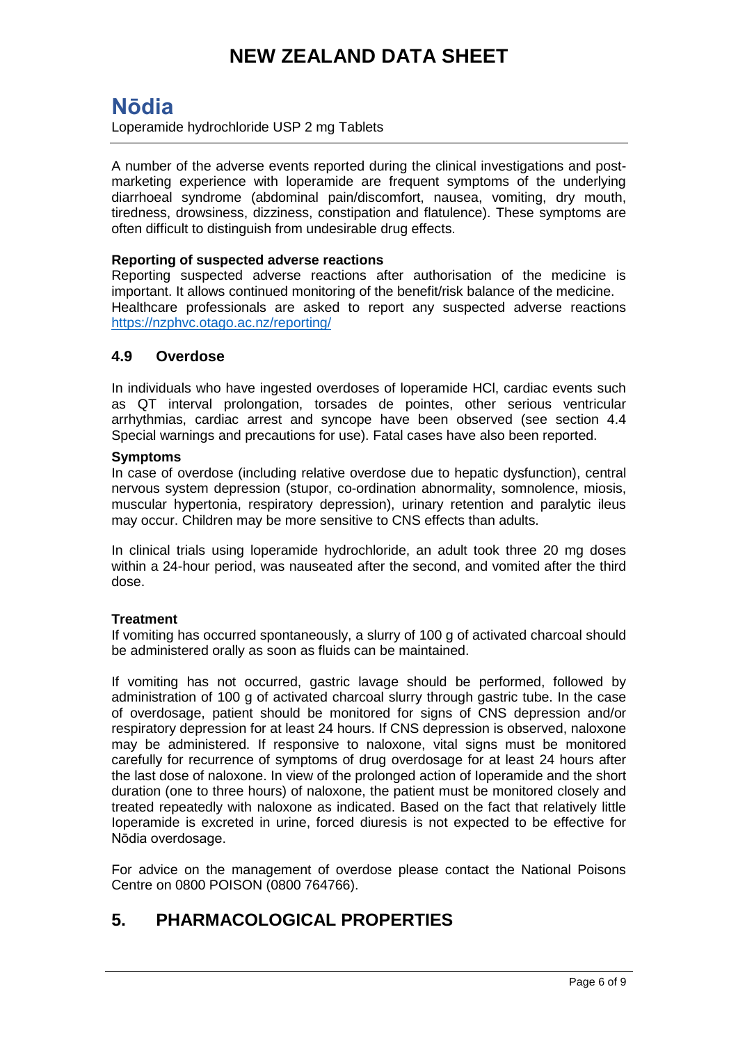A number of the adverse events reported during the clinical investigations and post-marketing experience with loperamide are frequent symptoms of the underlying diarrhoeal syndrome (abdominal pain/discomfort, nausea, vomiting, dry mouth, tiredness, drowsiness, dizziness, constipation and flatulence). These symptoms are often difficult to distinguish from undesirable drug effects.

**Reporting of suspected adverse reactions**

Reporting suspected adverse reactions after authorisation of the medicine is important. It allows continued monitoring of the benefit/risk balance of the medicine. Healthcare professionals are asked to report any suspected adverse reactions https://nzphvc.otago.ac.nz/reporting/

## 4.9 Overdose

In individuals who have ingested overdoses of loperamide HCl, cardiac events such as QT interval prolongation, torsades de pointes, other serious ventricular arrhythmias, cardiac arrest and syncope have been observed (see section 4.4 Special warnings and precautions for use). Fatal cases have also been reported.

**Symptoms**

In case of overdose (including relative overdose due to hepatic dysfunction), central nervous system depression (stupor, co-ordination abnormality, somnolence, miosis, muscular hypertonia, respiratory depression), urinary retention and paralytic ileus may occur. Children may be more sensitive to CNS effects than adults.

In clinical trials using loperamide hydrochloride, an adult took three 20 mg doses within a 24-hour period, was nauseated after the second, and vomited after the third dose.

**Treatment**

If vomiting has occurred spontaneously, a slurry of 100 g of activated charcoal should be administered orally as soon as fluids can be maintained.

If vomiting has not occurred, gastric lavage should be performed, followed by administration of 100 g of activated charcoal slurry through gastric tube. In the case of overdosage, patient should be monitored for signs of CNS depression and/or respiratory depression for at least 24 hours. If CNS depression is observed, naloxone may be administered. If responsive to naloxone, vital signs must be monitored carefully for recurrence of symptoms of drug overdosage for at least 24 hours after the last dose of naloxone. In view of the prolonged action of loperamide and the short duration (one to three hours) of naloxone, the patient must be monitored closely and treated repeatedly with naloxone as indicated. Based on the fact that relatively little loperamide is excreted in urine, forced diuresis is not expected to be effective for Nōdia overdosage.

For advice on the management of overdose please contact the National Poisons Centre on 0800 POISON (0800 764766).

# 5. PHARMACOLOGICAL PROPERTIES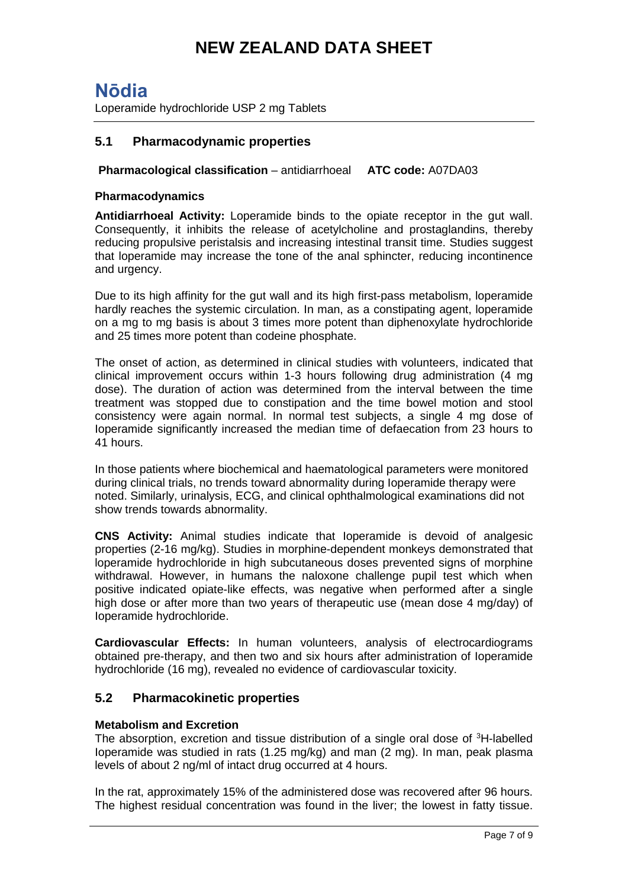# NEW ZEALAND DATA SHEET

## Nōdia

Loperamide hydrochloride USP 2 mg Tablets

### 5.1 Pharmacodynamic properties

**Pharmacological classification** – antidiarrhoeal **ATC code:** A07DA03

#### Pharmacodynamics

**Antidiarrhoeal Activity:** Loperamide binds to the opiate receptor in the gut wall. Consequently, it inhibits the release of acetylcholine and prostaglandins, thereby reducing propulsive peristalsis and increasing intestinal transit time. Studies suggest that loperamide may increase the tone of the anal sphincter, reducing incontinence and urgency.

Due to its high affinity for the gut wall and its high first-pass metabolism, loperamide hardly reaches the systemic circulation. In man, as a constipating agent, loperamide on a mg to mg basis is about 3 times more potent than diphenoxylate hydrochloride and 25 times more potent than codeine phosphate.

The onset of action, as determined in clinical studies with volunteers, indicated that clinical improvement occurs within 1-3 hours following drug administration (4 mg dose). The duration of action was determined from the interval between the time treatment was stopped due to constipation and the time bowel motion and stool consistency were again normal. In normal test subjects, a single 4 mg dose of Ioperamide significantly increased the median time of defaecation from 23 hours to 41 hours.

In those patients where biochemical and haematological parameters were monitored during clinical trials, no trends toward abnormality during Ioperamide therapy were noted. Similarly, urinalysis, ECG, and clinical ophthalmological examinations did not show trends towards abnormality.

**CNS Activity:** Animal studies indicate that Ioperamide is devoid of analgesic properties (2-16 mg/kg). Studies in morphine-dependent monkeys demonstrated that loperamide hydrochloride in high subcutaneous doses prevented signs of morphine withdrawal. However, in humans the naloxone challenge pupil test which when positive indicated opiate-like effects, was negative when performed after a single high dose or after more than two years of therapeutic use (mean dose 4 mg/day) of Ioperamide hydrochloride.

**Cardiovascular Effects:** In human volunteers, analysis of electrocardiograms obtained pre-therapy, and then two and six hours after administration of Ioperamide hydrochloride (16 mg), revealed no evidence of cardiovascular toxicity.

### 5.2 Pharmacokinetic properties

#### Metabolism and Excretion

The absorption, excretion and tissue distribution of a single oral dose of $^{3}H$-labelled Ioperamide was studied in rats (1.25 mg/kg) and man (2 mg). In man, peak plasma levels of about 2 ng/ml of intact drug occurred at 4 hours.

In the rat, approximately 15% of the administered dose was recovered after 96 hours. The highest residual concentration was found in the liver; the lowest in fatty tissue.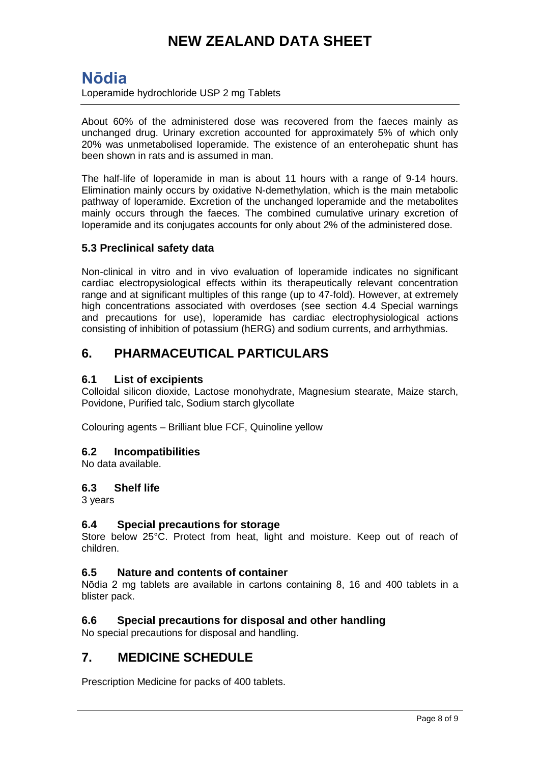About 60% of the administered dose was recovered from the faeces mainly as unchanged drug. Urinary excretion accounted for approximately 5% of which only 20% was unmetabolised loperamide. The existence of an enterohepatic shunt has been shown in rats and is assumed in man.

The half-life of loperamide in man is about 11 hours with a range of 9-14 hours. Elimination mainly occurs by oxidative N-demethylation, which is the main metabolic pathway of loperamide. Excretion of the unchanged loperamide and the metabolites mainly occurs through the faeces. The combined cumulative urinary excretion of loperamide and its conjugates accounts for only about 2% of the administered dose.

### 5.3 Preclinical safety data

Non-clinical in vitro and in vivo evaluation of loperamide indicates no significant cardiac electropysiological effects within its therapeutically relevant concentration range and at significant multiples of this range (up to 47-fold). However, at extremely high concentrations associated with overdoses (see section 4.4 Special warnings and precautions for use), loperamide has cardiac electrophysiological actions consisting of inhibition of potassium (hERG) and sodium currents, and arrhythmias.

## 6. PHARMACEUTICAL PARTICULARS

### 6.1 List of excipients

Colloidal silicon dioxide, Lactose monohydrate, Magnesium stearate, Maize starch, Povidone, Purified talc, Sodium starch glycollate

Colouring agents – Brilliant blue FCF, Quinoline yellow

### 6.2 Incompatibilities

No data available.

### 6.3 Shelf life

3 years

### 6.4 Special precautions for storage

Store below 25°C. Protect from heat, light and moisture. Keep out of reach of children.

### 6.5 Nature and contents of container

Nōdia 2 mg tablets are available in cartons containing 8, 16 and 400 tablets in a blister pack.

### 6.6 Special precautions for disposal and other handling

No special precautions for disposal and handling.

## 7. MEDICINE SCHEDULE

Prescription Medicine for packs of 400 tablets.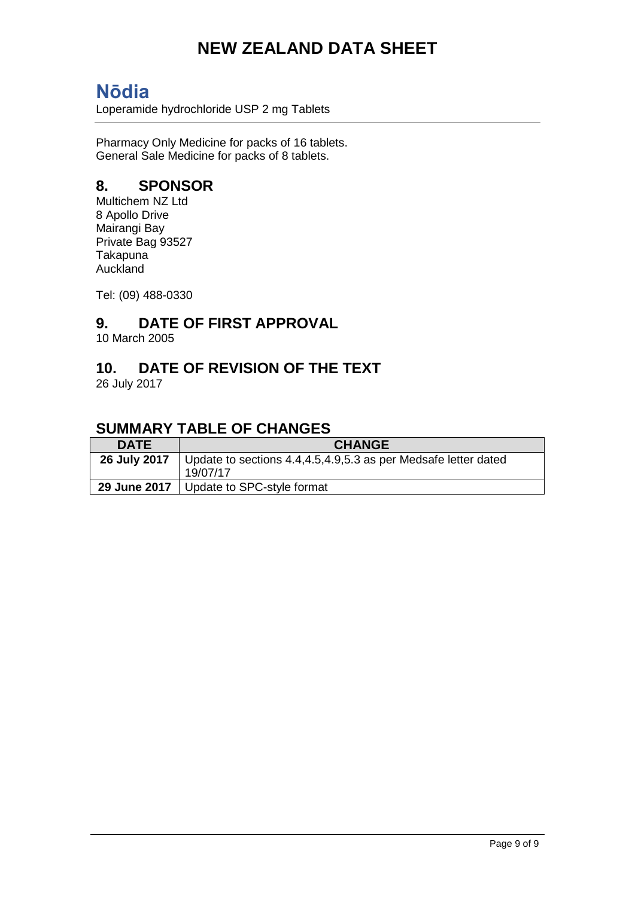# NEW ZEALAND DATA SHEET

## Nōdia

Loperamide hydrochloride USP 2 mg Tablets

Pharmacy Only Medicine for packs of 16 tablets.
General Sale Medicine for packs of 8 tablets.

## 8. SPONSOR

Multichem NZ Ltd
8 Apollo Drive
Mairangi Bay
Private Bag 93527
Takapuna
Auckland

Tel: (09) 488-0330

## 9. DATE OF FIRST APPROVAL

10 March 2005

## 10. DATE OF REVISION OF THE TEXT

26 July 2017

## SUMMARY TABLE OF CHANGES

| DATE | CHANGE |
|---|---|
| **26 July 2017** | Update to sections 4.4,4.5,4.9,5.3 as per Medsafe letter dated 19/07/17 |
| **29 June 2017** | Update to SPC-style format |